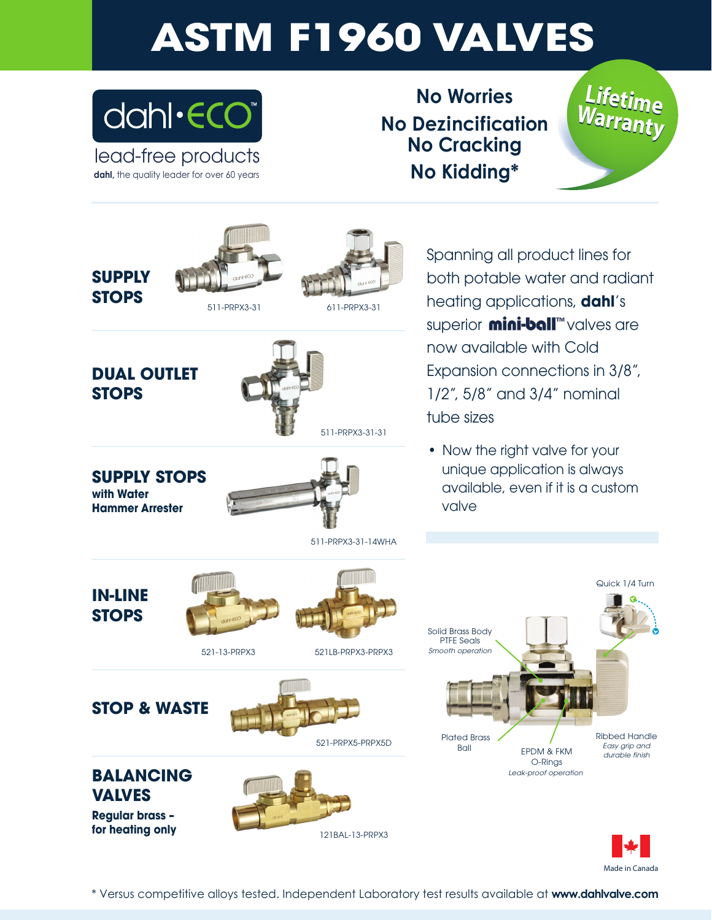# ASTM F1960 VALVES

dahl·ECO™

lead-free products

**dahl**, the quality leader for over 60 years

**No Worries**
**No Dezincification**
**No Cracking**
**No Kidding***

**Lifetime Warranty**

## SUPPLY STOPS

511-PRPX3-31

611-PRPX3-31

## DUAL OUTLET STOPS

511-PRPX3-31-31

## SUPPLY STOPS

**with Water Hammer Arrester**

511-PRPX3-31-14WHA

## IN-LINE STOPS

521-13-PRPX3

521LB-PRPX3-PRPX3

## STOP & WASTE

521-PRPX5-PRPX5D

## BALANCING VALVES

**Regular brass - for heating only**

121BAL-13-PRPX3

Spanning all product lines for both potable water and radiant heating applications, **dahl**'s superior **mini-ball™** valves are now available with Cold Expansion connections in 3/8", 1/2", 5/8" and 3/4" nominal tube sizes

- Now the right valve for your unique application is always available, even if it is a custom valve

Quick 1/4 Turn

Solid Brass Body
PTFE Seals
*Smooth operation*

Plated Brass Ball

EPDM & FKM O-Rings
*Leak-proof operation*

Ribbed Handle
*Easy grip and durable finish*

Made in Canada

* Versus competitive alloys tested. Independent Laboratory test results available at **www.dahlvalve.com**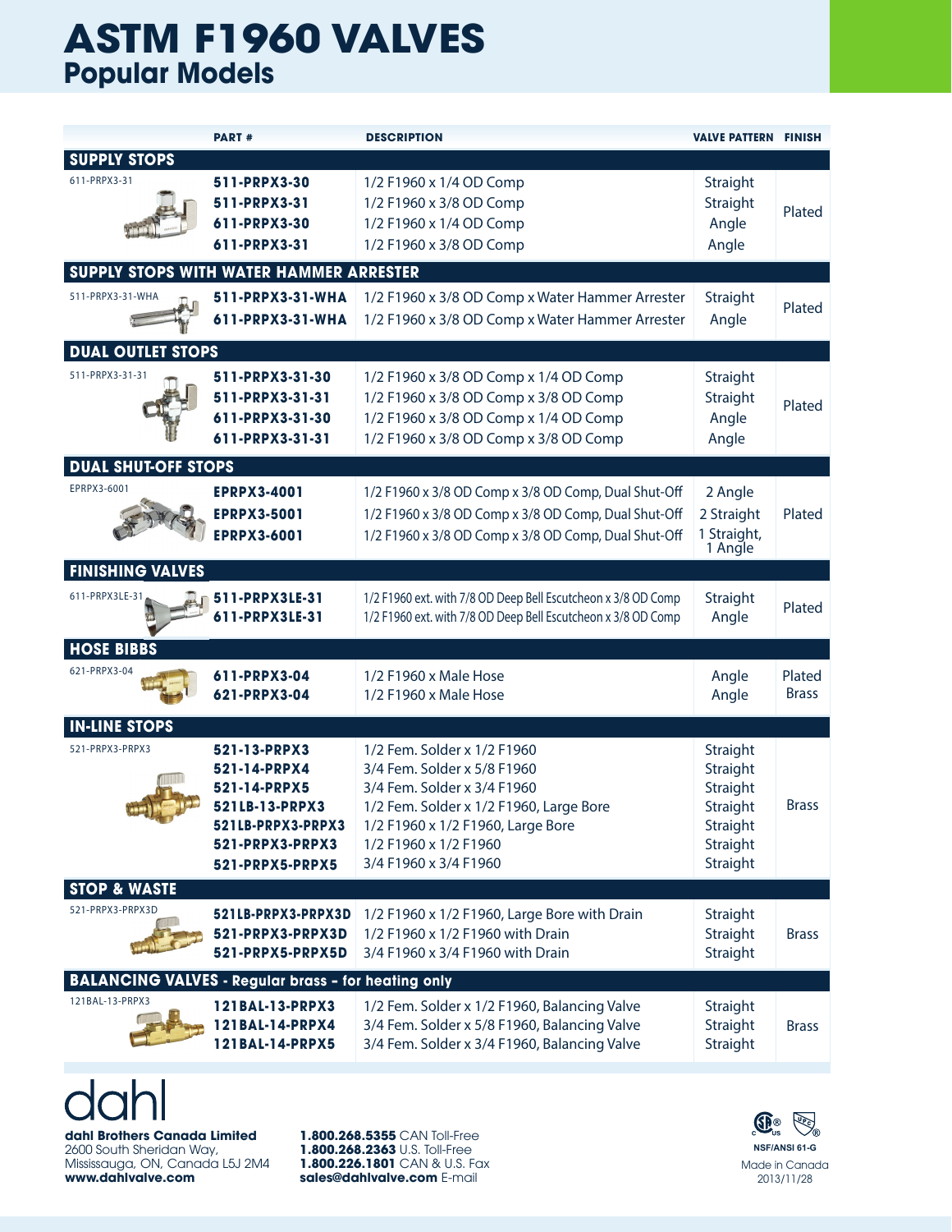# ASTM F1960 VALVES

## Popular Models

| | PART # | DESCRIPTION | VALVE PATTERN | FINISH |
|---|---|---|---|---|
| **SUPPLY STOPS** | | | | |
| 611-PRPX3-31 | **511-PRPX3-30** | 1/2 F1960 x 1/4 OD Comp | Straight | Plated |
| | **511-PRPX3-31** | 1/2 F1960 x 3/8 OD Comp | Straight | |
| | **611-PRPX3-30** | 1/2 F1960 x 1/4 OD Comp | Angle | |
| | **611-PRPX3-31** | 1/2 F1960 x 3/8 OD Comp | Angle | |
| **SUPPLY STOPS WITH WATER HAMMER ARRESTER** | | | | |
| 511-PRPX3-31-WHA | **511-PRPX3-31-WHA** | 1/2 F1960 x 3/8 OD Comp x Water Hammer Arrester | Straight | Plated |
| | **611-PRPX3-31-WHA** | 1/2 F1960 x 3/8 OD Comp x Water Hammer Arrester | Angle | |
| **DUAL OUTLET STOPS** | | | | |
| 511-PRPX3-31-31 | **511-PRPX3-31-30** | 1/2 F1960 x 3/8 OD Comp x 1/4 OD Comp | Straight | Plated |
| | **511-PRPX3-31-31** | 1/2 F1960 x 3/8 OD Comp x 3/8 OD Comp | Straight | |
| | **611-PRPX3-31-30** | 1/2 F1960 x 3/8 OD Comp x 1/4 OD Comp | Angle | |
| | **611-PRPX3-31-31** | 1/2 F1960 x 3/8 OD Comp x 3/8 OD Comp | Angle | |
| **DUAL SHUT-OFF STOPS** | | | | |
| EPRPX3-6001 | **EPRPX3-4001** | 1/2 F1960 x 3/8 OD Comp x 3/8 OD Comp, Dual Shut-Off | 2 Angle | Plated |
| | **EPRPX3-5001** | 1/2 F1960 x 3/8 OD Comp x 3/8 OD Comp, Dual Shut-Off | 2 Straight | |
| | **EPRPX3-6001** | 1/2 F1960 x 3/8 OD Comp x 3/8 OD Comp, Dual Shut-Off | 1 Straight, 1 Angle | |
| **FINISHING VALVES** | | | | |
| 611-PRPX3LE-31 | **511-PRPX3LE-31** | 1/2 F1960 ext. with 7/8 OD Deep Bell Escutcheon x 3/8 OD Comp | Straight | Plated |
| | **611-PRPX3LE-31** | 1/2 F1960 ext. with 7/8 OD Deep Bell Escutcheon x 3/8 OD Comp | Angle | |
| **HOSE BIBBS** | | | | |
| 621-PRPX3-04 | **611-PRPX3-04** | 1/2 F1960 x Male Hose | Angle | Plated |
| | **621-PRPX3-04** | 1/2 F1960 x Male Hose | Angle | Brass |
| **IN-LINE STOPS** | | | | |
| 521-PRPX3-PRPX3 | **521-13-PRPX3** | 1/2 Fem. Solder x 1/2 F1960 | Straight | Brass |
| | **521-14-PRPX4** | 3/4 Fem. Solder x 5/8 F1960 | Straight | |
| | **521-14-PRPX5** | 3/4 Fem. Solder x 3/4 F1960 | Straight | |
| | **521LB-13-PRPX3** | 1/2 Fem. Solder x 1/2 F1960, Large Bore | Straight | |
| | **521LB-PRPX3-PRPX3** | 1/2 F1960 x 1/2 F1960, Large Bore | Straight | |
| | **521-PRPX3-PRPX3** | 1/2 F1960 x 1/2 F1960 | Straight | |
| | **521-PRPX5-PRPX5** | 3/4 F1960 x 3/4 F1960 | Straight | |
| **STOP & WASTE** | | | | |
| 521-PRPX3-PRPX3D | **521LB-PRPX3-PRPX3D** | 1/2 F1960 x 1/2 F1960, Large Bore with Drain | Straight | Brass |
| | **521-PRPX3-PRPX3D** | 1/2 F1960 x 1/2 F1960 with Drain | Straight | |
| | **521-PRPX5-PRPX5D** | 3/4 F1960 x 3/4 F1960 with Drain | Straight | |
| **BALANCING VALVES - Regular brass - for heating only** | | | | |
| 121BAL-13-PRPX3 | **121BAL-13-PRPX3** | 1/2 Fem. Solder x 1/2 F1960, Balancing Valve | Straight | Brass |
| | **121BAL-14-PRPX4** | 3/4 Fem. Solder x 5/8 F1960, Balancing Valve | Straight | |
| | **121BAL-14-PRPX5** | 3/4 Fem. Solder x 3/4 F1960, Balancing Valve | Straight | |

dahl

**dahl Brothers Canada Limited**
2600 South Sheridan Way,
Mississauga, ON, Canada L5J 2M4
**www.dahlvalve.com**

**1.800.268.5355** CAN Toll-Free
**1.800.268.2363** U.S. Toll-Free
**1.800.226.1801** CAN & U.S. Fax
**sales@dahlvalve.com** E-mail

NSF/ANSI 61-G
Made in Canada
2013/11/28